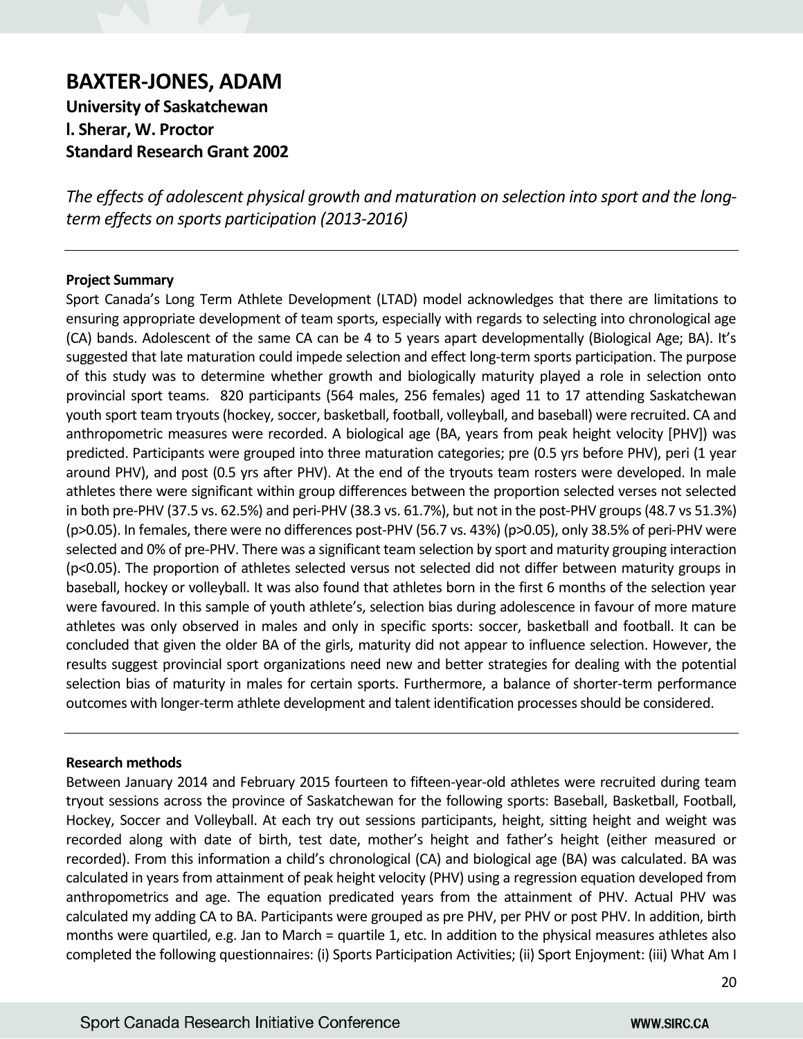# BAXTER-JONES, ADAM

**University of Saskatchewan**
**l. Sherar, W. Proctor**
**Standard Research Grant 2002**

*The effects of adolescent physical growth and maturation on selection into sport and the long-term effects on sports participation (2013-2016)*

---

**Project Summary**

Sport Canada's Long Term Athlete Development (LTAD) model acknowledges that there are limitations to ensuring appropriate development of team sports, especially with regards to selecting into chronological age (CA) bands. Adolescent of the same CA can be 4 to 5 years apart developmentally (Biological Age; BA). It's suggested that late maturation could impede selection and effect long-term sports participation. The purpose of this study was to determine whether growth and biologically maturity played a role in selection onto provincial sport teams. 820 participants (564 males, 256 females) aged 11 to 17 attending Saskatchewan youth sport team tryouts (hockey, soccer, basketball, football, volleyball, and baseball) were recruited. CA and anthropometric measures were recorded. A biological age (BA, years from peak height velocity [PHV]) was predicted. Participants were grouped into three maturation categories; pre (0.5 yrs before PHV), peri (1 year around PHV), and post (0.5 yrs after PHV). At the end of the tryouts team rosters were developed. In male athletes there were significant within group differences between the proportion selected verses not selected in both pre-PHV (37.5 vs. 62.5%) and peri-PHV (38.3 vs. 61.7%), but not in the post-PHV groups (48.7 vs 51.3%) ($p>0.05$). In females, there were no differences post-PHV (56.7 vs. 43%) ($p>0.05$), only 38.5% of peri-PHV were selected and 0% of pre-PHV. There was a significant team selection by sport and maturity grouping interaction ($p<0.05$). The proportion of athletes selected versus not selected did not differ between maturity groups in baseball, hockey or volleyball. It was also found that athletes born in the first 6 months of the selection year were favoured. In this sample of youth athlete's, selection bias during adolescence in favour of more mature athletes was only observed in males and only in specific sports: soccer, basketball and football. It can be concluded that given the older BA of the girls, maturity did not appear to influence selection. However, the results suggest provincial sport organizations need new and better strategies for dealing with the potential selection bias of maturity in males for certain sports. Furthermore, a balance of shorter-term performance outcomes with longer-term athlete development and talent identification processes should be considered.

---

**Research methods**

Between January 2014 and February 2015 fourteen to fifteen-year-old athletes were recruited during team tryout sessions across the province of Saskatchewan for the following sports: Baseball, Basketball, Football, Hockey, Soccer and Volleyball. At each try out sessions participants, height, sitting height and weight was recorded along with date of birth, test date, mother's height and father's height (either measured or recorded). From this information a child's chronological (CA) and biological age (BA) was calculated. BA was calculated in years from attainment of peak height velocity (PHV) using a regression equation developed from anthropometrics and age. The equation predicated years from the attainment of PHV. Actual PHV was calculated my adding CA to BA. Participants were grouped as pre PHV, per PHV or post PHV. In addition, birth months were quartiled, e.g. Jan to March = quartile 1, etc. In addition to the physical measures athletes also completed the following questionnaires: (i) Sports Participation Activities; (ii) Sport Enjoyment: (iii) What Am I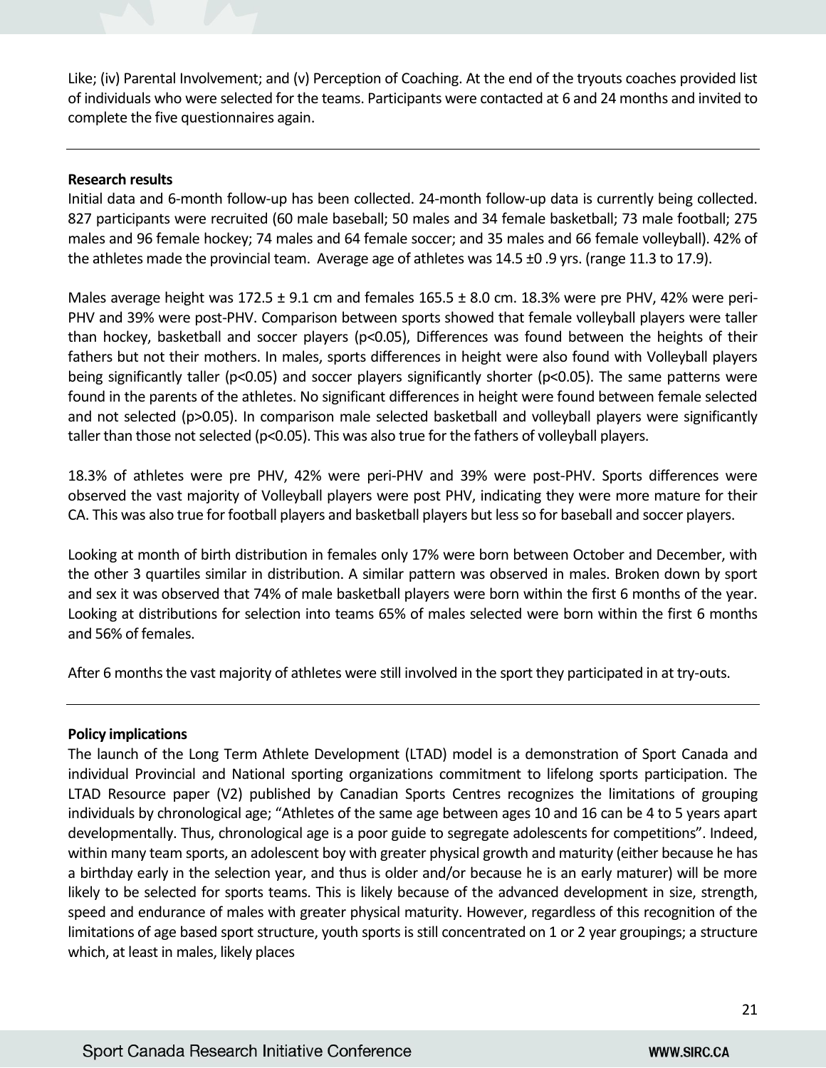Like; (iv) Parental Involvement; and (v) Perception of Coaching. At the end of the tryouts coaches provided list of individuals who were selected for the teams. Participants were contacted at 6 and 24 months and invited to complete the five questionnaires again.

---

**Research results**

Initial data and 6-month follow-up has been collected. 24-month follow-up data is currently being collected. 827 participants were recruited (60 male baseball; 50 males and 34 female basketball; 73 male football; 275 males and 96 female hockey; 74 males and 64 female soccer; and 35 males and 66 female volleyball). 42% of the athletes made the provincial team. Average age of athletes was 14.5 ±0 .9 yrs. (range 11.3 to 17.9).

Males average height was 172.5 ± 9.1 cm and females 165.5 ± 8.0 cm. 18.3% were pre PHV, 42% were peri-PHV and 39% were post-PHV. Comparison between sports showed that female volleyball players were taller than hockey, basketball and soccer players ($p<0.05$), Differences was found between the heights of their fathers but not their mothers. In males, sports differences in height were also found with Volleyball players being significantly taller ($p<0.05$) and soccer players significantly shorter ($p<0.05$). The same patterns were found in the parents of the athletes. No significant differences in height were found between female selected and not selected ($p>0.05$). In comparison male selected basketball and volleyball players were significantly taller than those not selected ($p<0.05$). This was also true for the fathers of volleyball players.

18.3% of athletes were pre PHV, 42% were peri-PHV and 39% were post-PHV. Sports differences were observed the vast majority of Volleyball players were post PHV, indicating they were more mature for their CA. This was also true for football players and basketball players but less so for baseball and soccer players.

Looking at month of birth distribution in females only 17% were born between October and December, with the other 3 quartiles similar in distribution. A similar pattern was observed in males. Broken down by sport and sex it was observed that 74% of male basketball players were born within the first 6 months of the year. Looking at distributions for selection into teams 65% of males selected were born within the first 6 months and 56% of females.

After 6 months the vast majority of athletes were still involved in the sport they participated in at try-outs.

---

**Policy implications**

The launch of the Long Term Athlete Development (LTAD) model is a demonstration of Sport Canada and individual Provincial and National sporting organizations commitment to lifelong sports participation. The LTAD Resource paper (V2) published by Canadian Sports Centres recognizes the limitations of grouping individuals by chronological age; "Athletes of the same age between ages 10 and 16 can be 4 to 5 years apart developmentally. Thus, chronological age is a poor guide to segregate adolescents for competitions". Indeed, within many team sports, an adolescent boy with greater physical growth and maturity (either because he has a birthday early in the selection year, and thus is older and/or because he is an early maturer) will be more likely to be selected for sports teams. This is likely because of the advanced development in size, strength, speed and endurance of males with greater physical maturity. However, regardless of this recognition of the limitations of age based sport structure, youth sports is still concentrated on 1 or 2 year groupings; a structure which, at least in males, likely places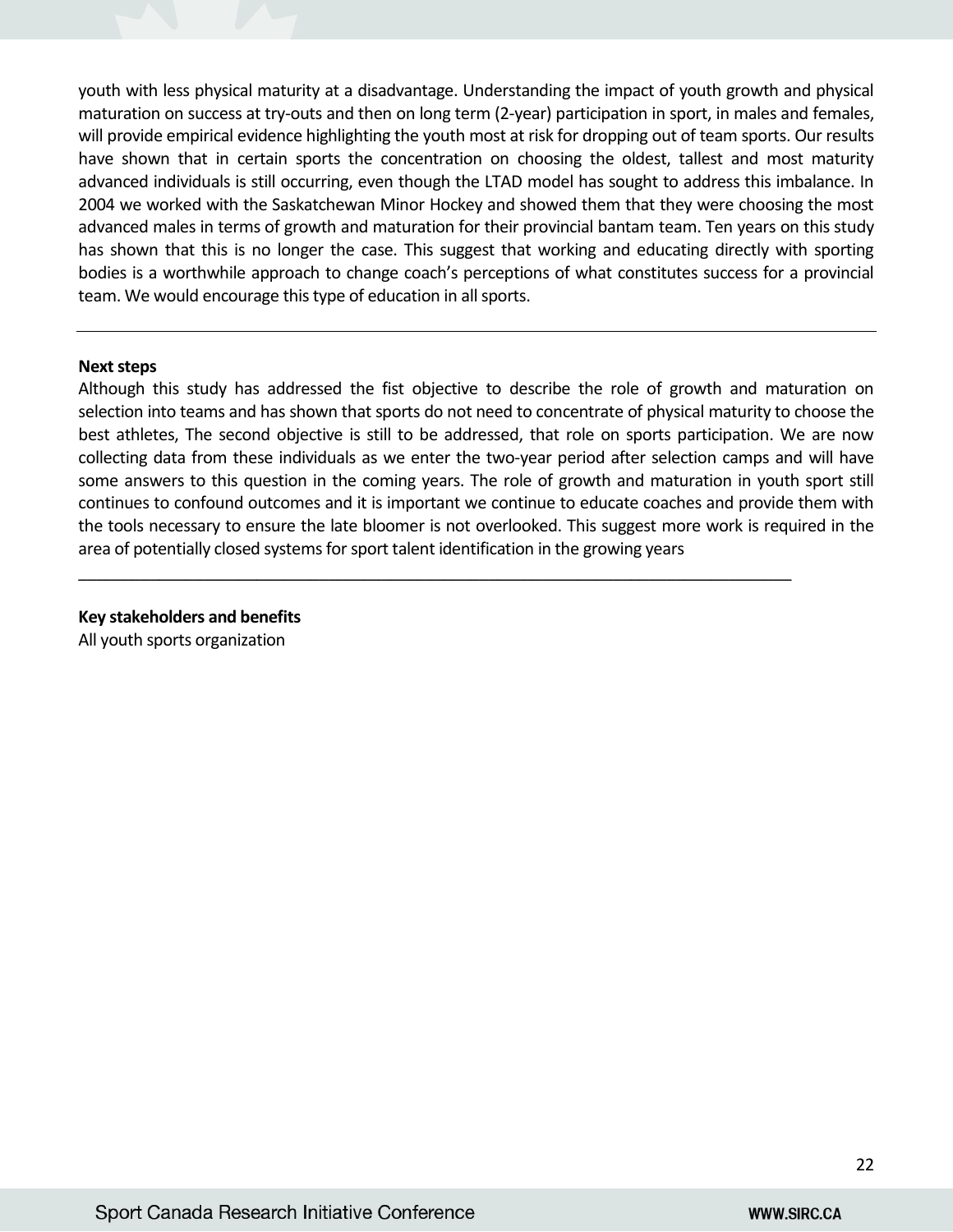youth with less physical maturity at a disadvantage. Understanding the impact of youth growth and physical maturation on success at try-outs and then on long term (2-year) participation in sport, in males and females, will provide empirical evidence highlighting the youth most at risk for dropping out of team sports. Our results have shown that in certain sports the concentration on choosing the oldest, tallest and most maturity advanced individuals is still occurring, even though the LTAD model has sought to address this imbalance. In 2004 we worked with the Saskatchewan Minor Hockey and showed them that they were choosing the most advanced males in terms of growth and maturation for their provincial bantam team. Ten years on this study has shown that this is no longer the case. This suggest that working and educating directly with sporting bodies is a worthwhile approach to change coach's perceptions of what constitutes success for a provincial team. We would encourage this type of education in all sports.

---

**Next steps**
Although this study has addressed the fist objective to describe the role of growth and maturation on selection into teams and has shown that sports do not need to concentrate of physical maturity to choose the best athletes, The second objective is still to be addressed, that role on sports participation. We are now collecting data from these individuals as we enter the two-year period after selection camps and will have some answers to this question in the coming years. The role of growth and maturation in youth sport still continues to confound outcomes and it is important we continue to educate coaches and provide them with the tools necessary to ensure the late bloomer is not overlooked. This suggest more work is required in the area of potentially closed systems for sport talent identification in the growing years

---

**Key stakeholders and benefits**
All youth sports organization